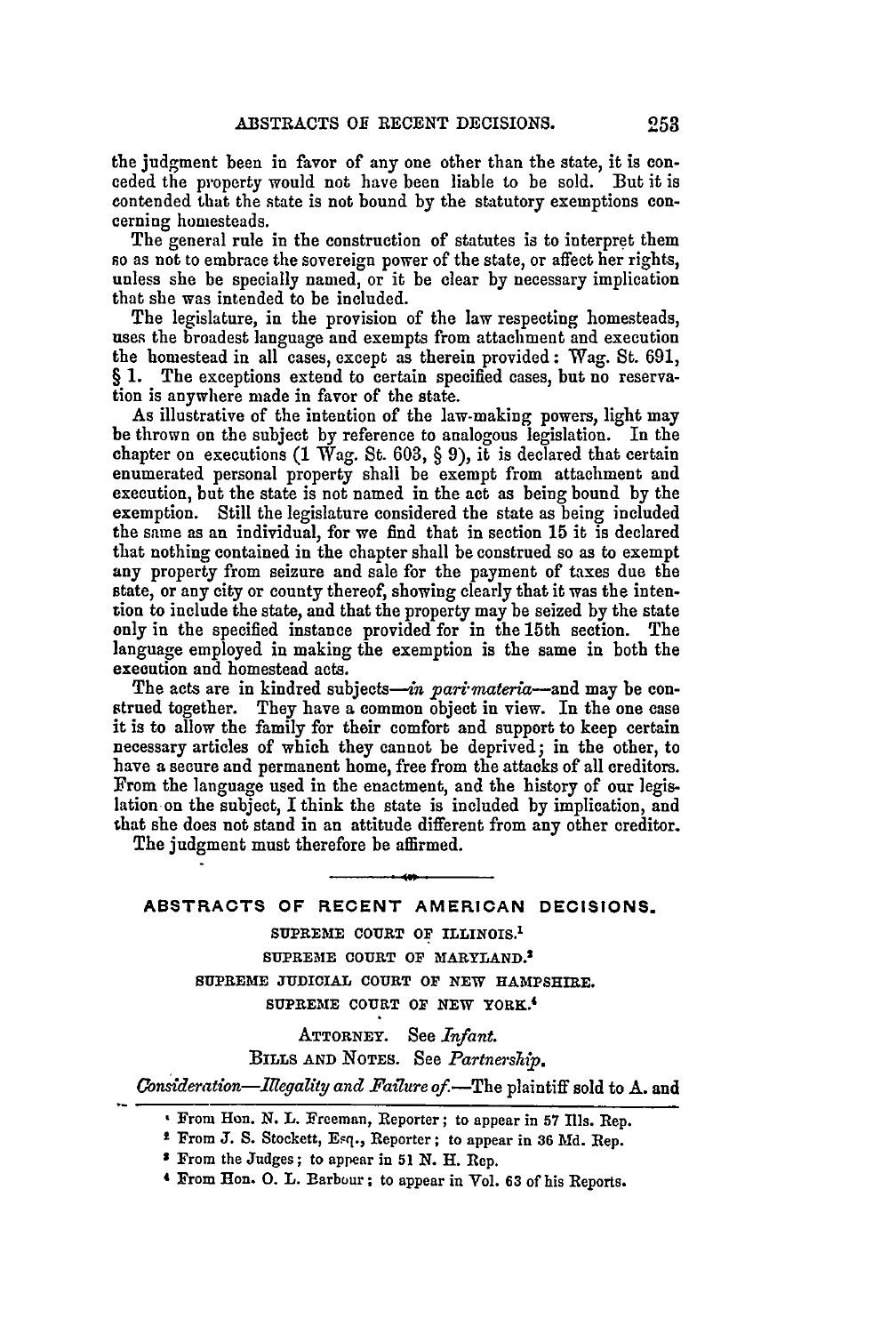the judgment been in favor of any one other than the state, it is conceded the property would not have been liable to be sold. But it is contended that the state is not bound by the statutory exemptions concerning homesteads.

The general rule in the construction of statutes is to interpret them so as not to embrace the sovereign power of the state, or affect her rights, unless she be specially named, or it be clear by necessary implication that she was intended to be included.

The legislature, in the provision of the law respecting homesteads, uses the broadest language and exempts from attachment and execution the homestead in all cases, except as therein provided: Wag. St. 691, § 1. The exceptions extend to certain specified cases, but no reservation is anywhere made in favor of the state.

As illustrative of the intention of the law-making powers, light may be thrown on the subject by reference to analogous legislation. In the chapter on executions (1 Wag. St. 603, § 9), it is declared that certain enumerated personal property shall be exempt from attachment and execution, but the state is not named in the act as being bound by the exemption. Still the legislature considered the state as being included the same as an individual, for we find that in section 15 it is declared that nothing contained in the chapter shall be construed so as to exempt any property from seizure and sale for the payment of taxes due the state, or any city or county thereof, showing clearly that it was the intention to include the state, and that the property may be seized by the state only in the specified instance provided for in the 15th section. The language employed in making the exemption is the same in both the execution and homestead acts.

The acts are in kindred subjects—*in pari materia*—and may be construed together. They have a common object in view. In the one case it is to allow the family for their comfort and support to keep certain necessary articles of which they cannot be deprived; in the other, to have a secure and permanent home, free from the attacks of all creditors. From the language used in the enactment, and the history of our legislation on the subject, I think the state is included by implication, and that she does not stand in an attitude different from any other creditor.

The judgment must therefore be affirmed.

---

## ABSTRACTS OF RECENT AMERICAN DECISIONS.

SUPREME COURT OF ILLINOIS.[1]

SUPREME COURT OF MARYLAND.[2]

SUPREME JUDICIAL COURT OF NEW HAMPSHIRE.[3]

SUPREME COURT OF NEW YORK.[4]

ATTORNEY. See *Infant.*

BILLS AND NOTES. See *Partnership.*

*Consideration—Illegality and Failure of.*—The plaintiff sold to A. and

---

[1] From Hon. N. L. Freeman, Reporter; to appear in 57 Ills. Rep.

[2] From J. S. Stockett, Esq., Reporter; to appear in 36 Md. Rep.

[3] From the Judges; to appear in 51 N. H. Rep.

[4] From Hon. O. L. Barbour; to appear in Vol. 63 of his Reports.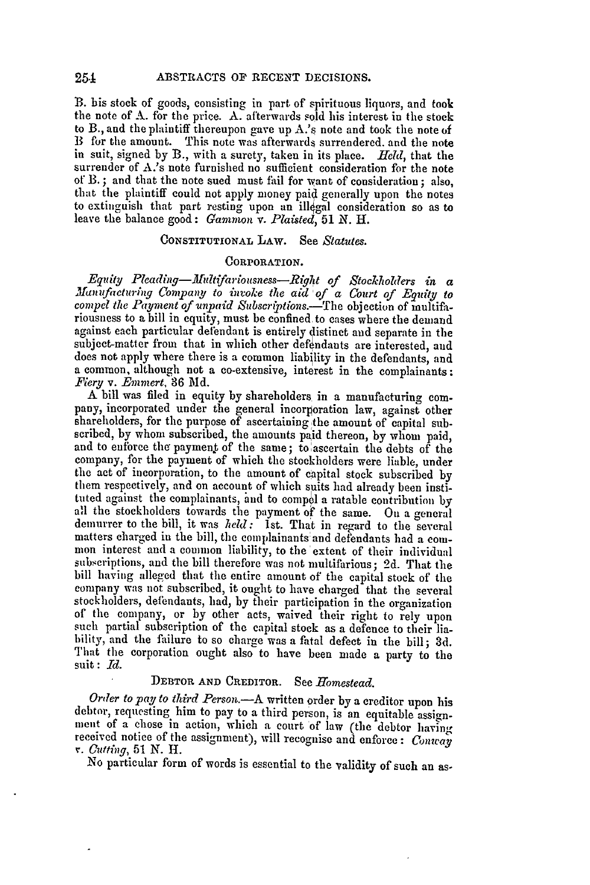B. his stock of goods, consisting in part of spirituous liquors, and took the note of A. for the price. A. afterwards sold his interest in the stock to B., and the plaintiff thereupon gave up A.'s note and took the note of B for the amount. This note was afterwards surrendered. and the note in suit, signed by B., with a surety, taken in its place. *Held*, that the surrender of A.'s note furnished no sufficient consideration for the note of B.; and that the note sued must fail for want of consideration; also, that the plaintiff could not apply money paid generally upon the notes to extinguish that part resting upon an illegal consideration so as to leave the balance good: *Gammon* v. *Plaisted*, 51 N. H.

CONSTITUTIONAL LAW. See *Statutes*.

CORPORATION.

*Equity Pleading—Multifariousness—Right of Stockholders in a Manufacturing Company to invoke the aid of a Court of Equity to compel the Payment of unpaid Subscriptions.*—The objection of multifariousness to a bill in equity, must be confined to cases where the demand against each particular defendant is entirely distinct and separate in the subject-matter from that in which other defendants are interested, and does not apply where there is a common liability in the defendants, and a common, although not a co-extensive, interest in the complainants: *Fiery* v. *Emmert*, 36 Md.

A bill was filed in equity by shareholders in a manufacturing company, incorporated under the general incorporation law, against other shareholders, for the purpose of ascertaining the amount of capital subscribed, by whom subscribed, the amounts paid thereon, by whom paid, and to enforce the payment of the same; to ascertain the debts of the company, for the payment of which the stockholders were liable, under the act of incorporation, to the amount of capital stock subscribed by them respectively, and on account of which suits had already been instituted against the complainants, and to compel a ratable contribution by all the stockholders towards the payment of the same. On a general demurrer to the bill, it was *held:* 1st. That in regard to the several matters charged in the bill, the complainants and defendants had a common interest and a common liability, to the extent of their individual subscriptions, and the bill therefore was not multifarious; 2d. That the bill having alleged that the entire amount of the capital stock of the company was not subscribed, it ought to have charged that the several stockholders, defendants, had, by their participation in the organization of the company, or by other acts, waived their right to rely upon such partial subscription of the capital stock as a defence to their liability, and the failure to so charge was a fatal defect in the bill; 3d. That the corporation ought also to have been made a party to the suit: *Id.*

DEBTOR AND CREDITOR. See *Homestead*.

*Order to pay to third Person.*—A written order by a creditor upon his debtor, requesting him to pay to a third person, is an equitable assignment of a chose in action, which a court of law (the debtor having received notice of the assignment), will recognise and enforce: *Conway* v. *Cutting*, 51 N. H.

No particular form of words is essential to the validity of such an as-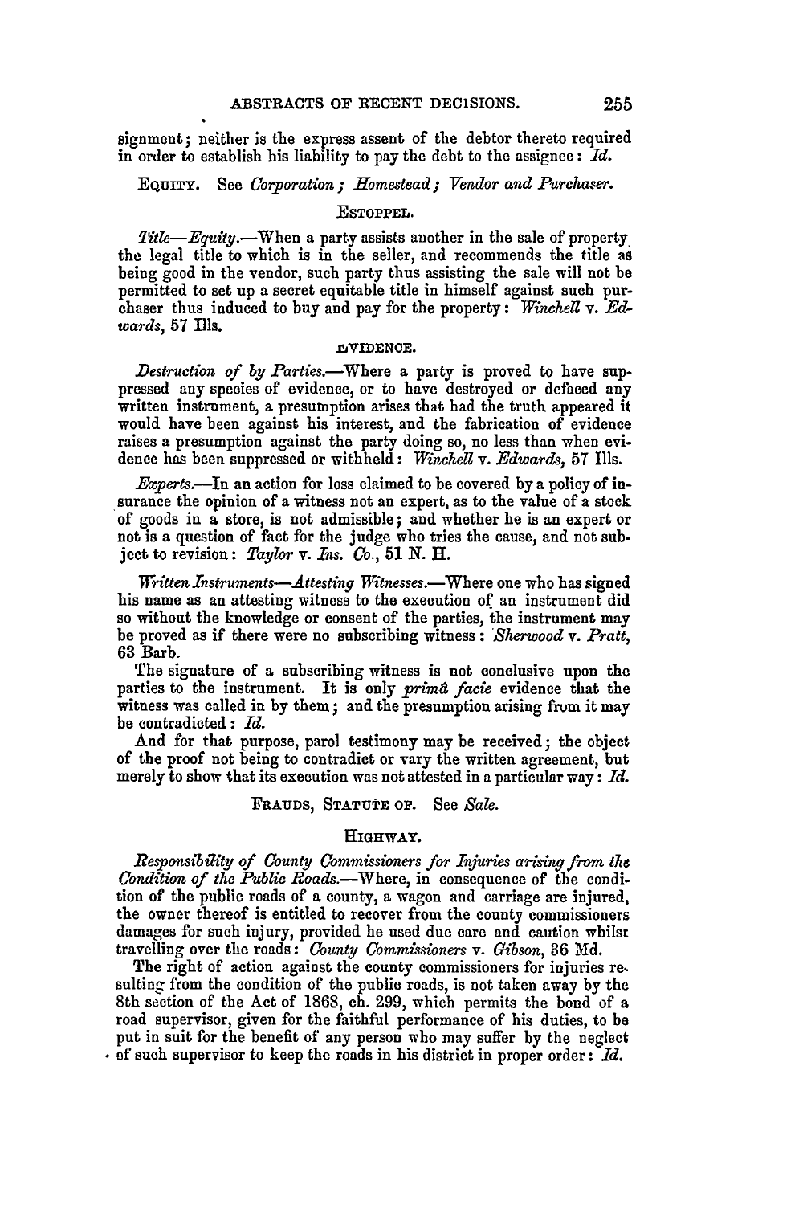signment; neither is the express assent of the debtor thereto required in order to establish his liability to pay the debt to the assignee: *Id.*

EQUITY. See *Corporation; Homestead; Vendor and Purchaser.*

## ESTOPPEL.

*Title—Equity.*—When a party assists another in the sale of property the legal title to which is in the seller, and recommends the title as being good in the vendor, such party thus assisting the sale will not be permitted to set up a secret equitable title in himself against such purchaser thus induced to buy and pay for the property: *Winchell* v. *Edwards*, 57 Ills.

## EVIDENCE.

*Destruction of by Parties.*—Where a party is proved to have suppressed any species of evidence, or to have destroyed or defaced any written instrument, a presumption arises that had the truth appeared it would have been against his interest, and the fabrication of evidence raises a presumption against the party doing so, no less than when evidence has been suppressed or withheld: *Winchell* v. *Edwards*, 57 Ills.

*Experts.*—In an action for loss claimed to be covered by a policy of insurance the opinion of a witness not an expert, as to the value of a stock of goods in a store, is not admissible; and whether he is an expert or not is a question of fact for the judge who tries the cause, and not subject to revision: *Taylor* v. *Ins. Co.*, 51 N. H.

*Written Instruments—Attesting Witnesses.*—Where one who has signed his name as an attesting witness to the execution of an instrument did so without the knowledge or consent of the parties, the instrument may be proved as if there were no subscribing witness: *Sherwood* v. *Pratt*, 63 Barb.

The signature of a subscribing witness is not conclusive upon the parties to the instrument. It is only *primâ facie* evidence that the witness was called in by them; and the presumption arising from it may be contradicted: *Id.*

And for that purpose, parol testimony may be received; the object of the proof not being to contradict or vary the written agreement, but merely to show that its execution was not attested in a particular way: *Id.*

FRAUDS, STATUTE OF. See *Sale.*

## HIGHWAY.

*Responsibility of County Commissioners for Injuries arising from the Condition of the Public Roads.*—Where, in consequence of the condition of the public roads of a county, a wagon and carriage are injured, the owner thereof is entitled to recover from the county commissioners damages for such injury, provided he used due care and caution whilst travelling over the roads: *County Commissioners* v. *Gibson*, 36 Md.

The right of action against the county commissioners for injuries resulting from the condition of the public roads, is not taken away by the 8th section of the Act of 1868, ch. 299, which permits the bond of a road supervisor, given for the faithful performance of his duties, to be put in suit for the benefit of any person who may suffer by the neglect of such supervisor to keep the roads in his district in proper order: *Id.*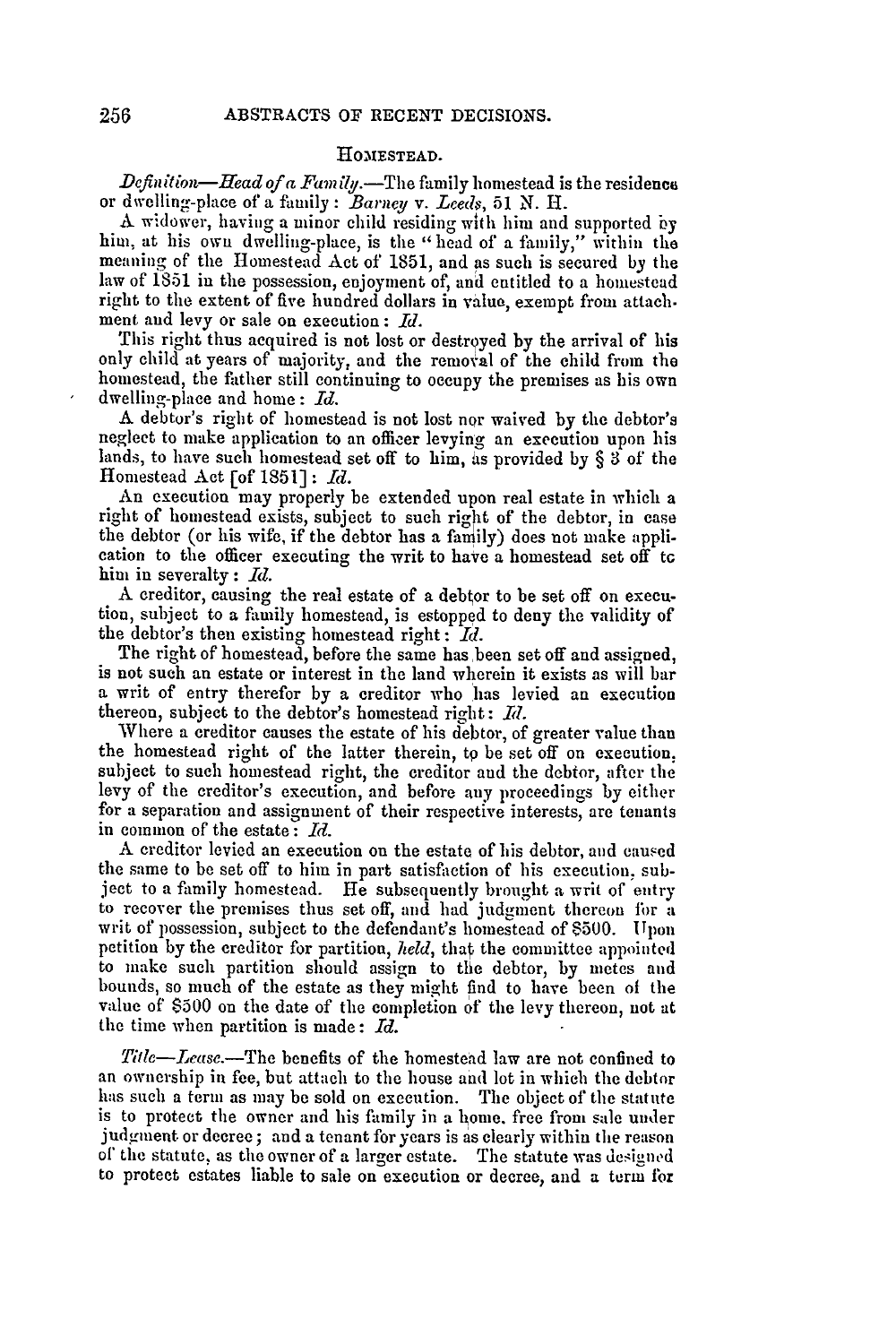## HOMESTEAD.

*Definition—Head of a Family.*—The family homestead is the residence or dwelling-place of a family: *Barney* v. *Leeds*, 51 N. H.

A widower, having a minor child residing with him and supported by him, at his own dwelling-place, is the "head of a family," within the meaning of the Homestead Act of 1851, and as such is secured by the law of 1851 in the possession, enjoyment of, and entitled to a homestead right to the extent of five hundred dollars in value, exempt from attachment and levy or sale on execution: *Id.*

This right thus acquired is not lost or destroyed by the arrival of his only child at years of majority, and the removal of the child from the homestead, the father still continuing to occupy the premises as his own dwelling-place and home: *Id.*

A debtor's right of homestead is not lost nor waived by the debtor's neglect to make application to an officer levying an execution upon his lands, to have such homestead set off to him, as provided by § 3 of the Homestead Act [of 1851]: *Id.*

An execution may properly be extended upon real estate in which a right of homestead exists, subject to such right of the debtor, in case the debtor (or his wife, if the debtor has a family) does not make application to the officer executing the writ to have a homestead set off to him in severalty: *Id.*

A creditor, causing the real estate of a debtor to be set off on execution, subject to a family homestead, is estopped to deny the validity of the debtor's then existing homestead right: *Id.*

The right of homestead, before the same has been set off and assigned, is not such an estate or interest in the land wherein it exists as will bar a writ of entry therefor by a creditor who has levied an execution thereon, subject to the debtor's homestead right: *Id.*

Where a creditor causes the estate of his debtor, of greater value than the homestead right of the latter therein, to be set off on execution, subject to such homestead right, the creditor and the debtor, after the levy of the creditor's execution, and before any proceedings by either for a separation and assignment of their respective interests, are tenants in common of the estate: *Id.*

A creditor levied an execution on the estate of his debtor, and caused the same to be set off to him in part satisfaction of his execution, subject to a family homestead. He subsequently brought a writ of entry to recover the premises thus set off, and had judgment thereon for a writ of possession, subject to the defendant's homestead of $500. Upon petition by the creditor for partition, *held*, that the committee appointed to make such partition should assign to the debtor, by metes and bounds, so much of the estate as they might find to have been of the value of $500 on the date of the completion of the levy thereon, not at the time when partition is made: *Id.*

*Title—Lease.*—The benefits of the homestead law are not confined to an ownership in fee, but attach to the house and lot in which the debtor has such a term as may be sold on execution. The object of the statute is to protect the owner and his family in a home, free from sale under judgment or decree; and a tenant for years is as clearly within the reason of the statute, as the owner of a larger estate. The statute was designed to protect estates liable to sale on execution or decree, and a term for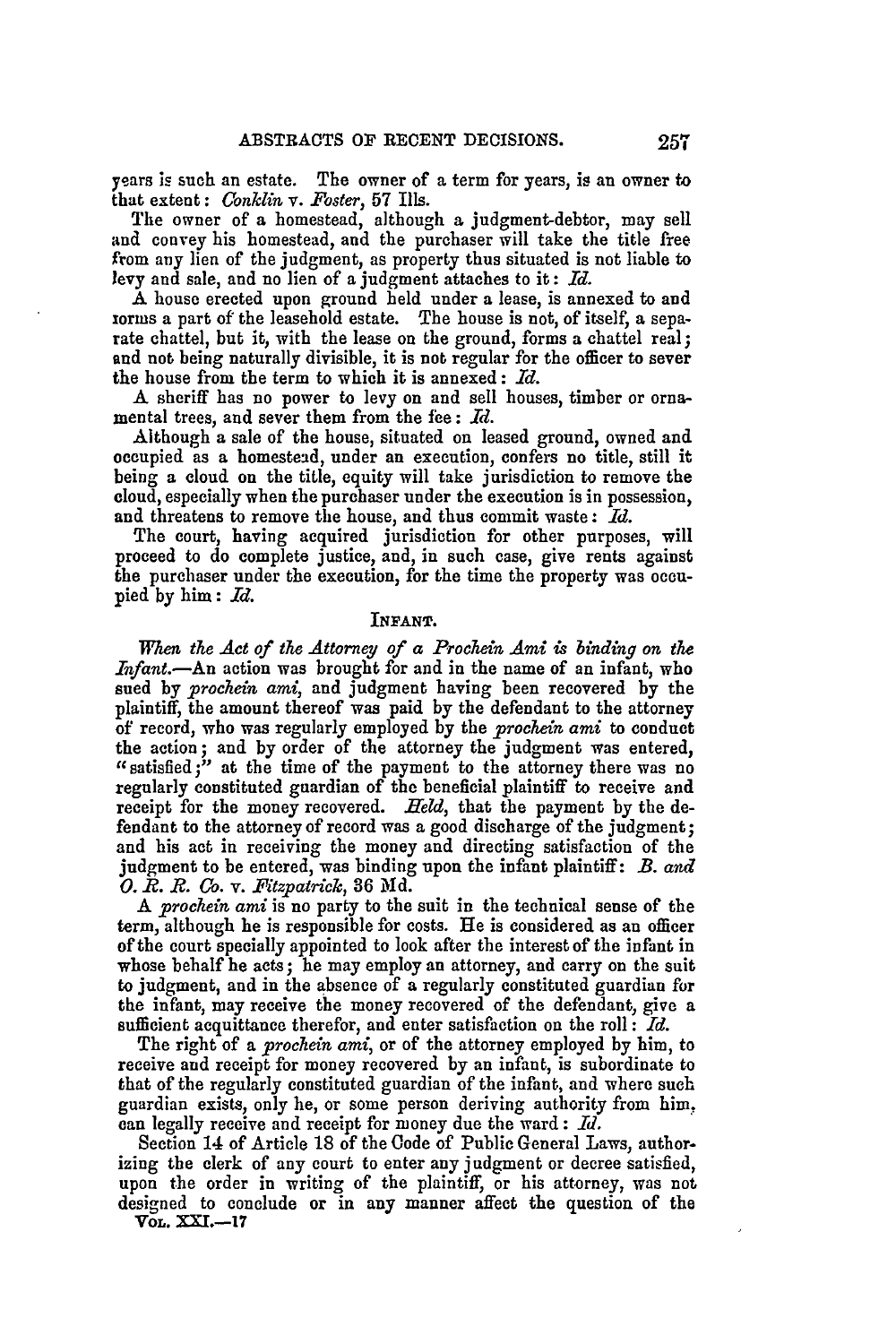years is such an estate. The owner of a term for years, is an owner to that extent: *Conklin* v. *Foster*, 57 Ills.

The owner of a homestead, although a judgment-debtor, may sell and convey his homestead, and the purchaser will take the title free from any lien of the judgment, as property thus situated is not liable to levy and sale, and no lien of a judgment attaches to it: *Id.*

A house erected upon ground held under a lease, is annexed to and forms a part of the leasehold estate. The house is not, of itself, a separate chattel, but it, with the lease on the ground, forms a chattel real; and not being naturally divisible, it is not regular for the officer to sever the house from the term to which it is annexed: *Id.*

A sheriff has no power to levy on and sell houses, timber or ornamental trees, and sever them from the fee: *Id.*

Although a sale of the house, situated on leased ground, owned and occupied as a homestead, under an execution, confers no title, still it being a cloud on the title, equity will take jurisdiction to remove the cloud, especially when the purchaser under the execution is in possession, and threatens to remove the house, and thus commit waste: *Id.*

The court, having acquired jurisdiction for other purposes, will proceed to do complete justice, and, in such case, give rents against the purchaser under the execution, for the time the property was occupied by him: *Id.*

## INFANT.

*When the Act of the Attorney of a Prochein Ami is binding on the Infant.*—An action was brought for and in the name of an infant, who sued by *prochein ami*, and judgment having been recovered by the plaintiff, the amount thereof was paid by the defendant to the attorney of record, who was regularly employed by the *prochein ami* to conduct the action; and by order of the attorney the judgment was entered, "satisfied;" at the time of the payment to the attorney there was no regularly constituted guardian of the beneficial plaintiff to receive and receipt for the money recovered. *Held*, that the payment by the defendant to the attorney of record was a good discharge of the judgment; and his act in receiving the money and directing satisfaction of the judgment to be entered, was binding upon the infant plaintiff: *B. and O. R. R. Co.* v. *Fitzpatrick*, 36 Md.

A *prochein ami* is no party to the suit in the technical sense of the term, although he is responsible for costs. He is considered as an officer of the court specially appointed to look after the interest of the infant in whose behalf he acts; he may employ an attorney, and carry on the suit to judgment, and in the absence of a regularly constituted guardian for the infant, may receive the money recovered of the defendant, give a sufficient acquittance therefor, and enter satisfaction on the roll: *Id.*

The right of a *prochein ami*, or of the attorney employed by him, to receive and receipt for money recovered by an infant, is subordinate to that of the regularly constituted guardian of the infant, and where such guardian exists, only he, or some person deriving authority from him, can legally receive and receipt for money due the ward: *Id.*

Section 14 of Article 18 of the Code of Public General Laws, authorizing the clerk of any court to enter any judgment or decree satisfied, upon the order in writing of the plaintiff, or his attorney, was not designed to conclude or in any manner affect the question of the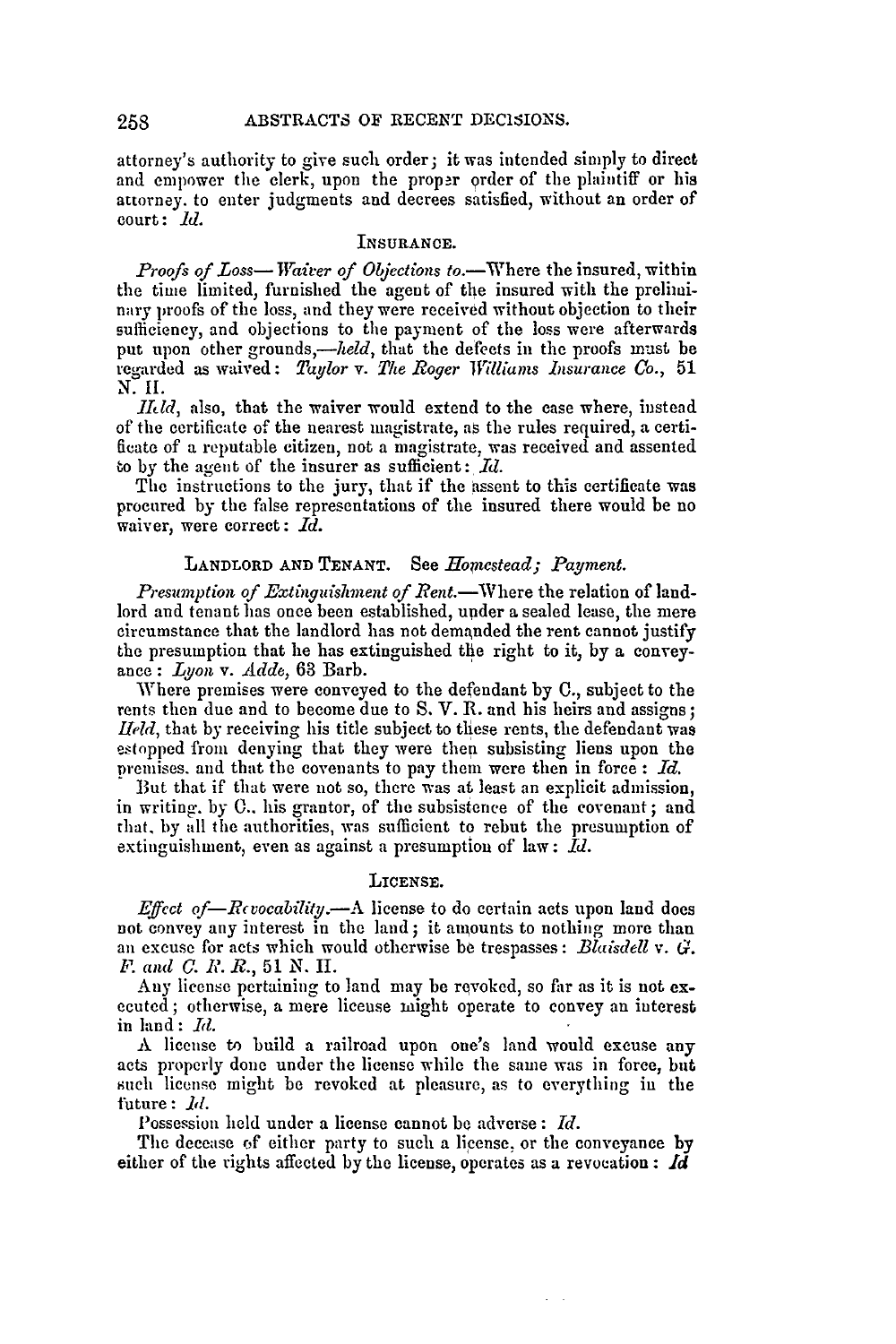attorney's authority to give such order; it was intended simply to direct and empower the clerk, upon the proper order of the plaintiff or his attorney. to enter judgments and decrees satisfied, without an order of court: *Id.*

### INSURANCE.

*Proofs of Loss—Waiver of Objections to.*—Where the insured, within the time limited, furnished the agent of the insured with the preliminary proofs of the loss, and they were received without objection to their sufficiency, and objections to the payment of the loss were afterwards put upon other grounds,—*held*, that the defects in the proofs must be regarded as waived: *Taylor* v. *The Roger Williams Insurance Co.*, 51 N. H.

*Held*, also, that the waiver would extend to the case where, instead of the certificate of the nearest magistrate, as the rules required, a certificate of a reputable citizen, not a magistrate, was received and assented to by the agent of the insurer as sufficient: *Id.*

The instructions to the jury, that if the assent to this certificate was procured by the false representations of the insured there would be no waiver, were correct: *Id.*

### LANDLORD AND TENANT. See *Homestead; Payment.*

*Presumption of Extinguishment of Rent.*—Where the relation of landlord and tenant has once been established, under a sealed lease, the mere circumstance that the landlord has not demanded the rent cannot justify the presumption that he has extinguished the right to it, by a conveyance: *Lyon* v. *Adde*, 63 Barb.

Where premises were conveyed to the defendant by C., subject to the rents then due and to become due to S. V. R. and his heirs and assigns; *Held*, that by receiving his title subject to these rents, the defendant was estopped from denying that they were then subsisting liens upon the premises. and that the covenants to pay them were then in force: *Id.*

But that if that were not so, there was at least an explicit admission, in writing, by C., his grantor, of the subsistence of the covenant; and that, by all the authorities, was sufficient to rebut the presumption of extinguishment, even as against a presumption of law: *Id.*

### LICENSE.

*Effect of—Revocability.*—A license to do certain acts upon land does not convey any interest in the land; it amounts to nothing more than an excuse for acts which would otherwise be trespasses: *Blaisdell* v. *G. F. and C. R. R.*, 51 N. H.

Any license pertaining to land may be revoked, so far as it is not executed; otherwise, a mere license might operate to convey an interest in land: *Id.*

A license to build a railroad upon one's land would excuse any acts properly done under the license while the same was in force, but such license might be revoked at pleasure, as to everything in the future: *Id.*

Possession held under a license cannot be adverse: *Id.*

The decease of either party to such a license, or the conveyance by either of the rights affected by the license, operates as a revocation: *Id*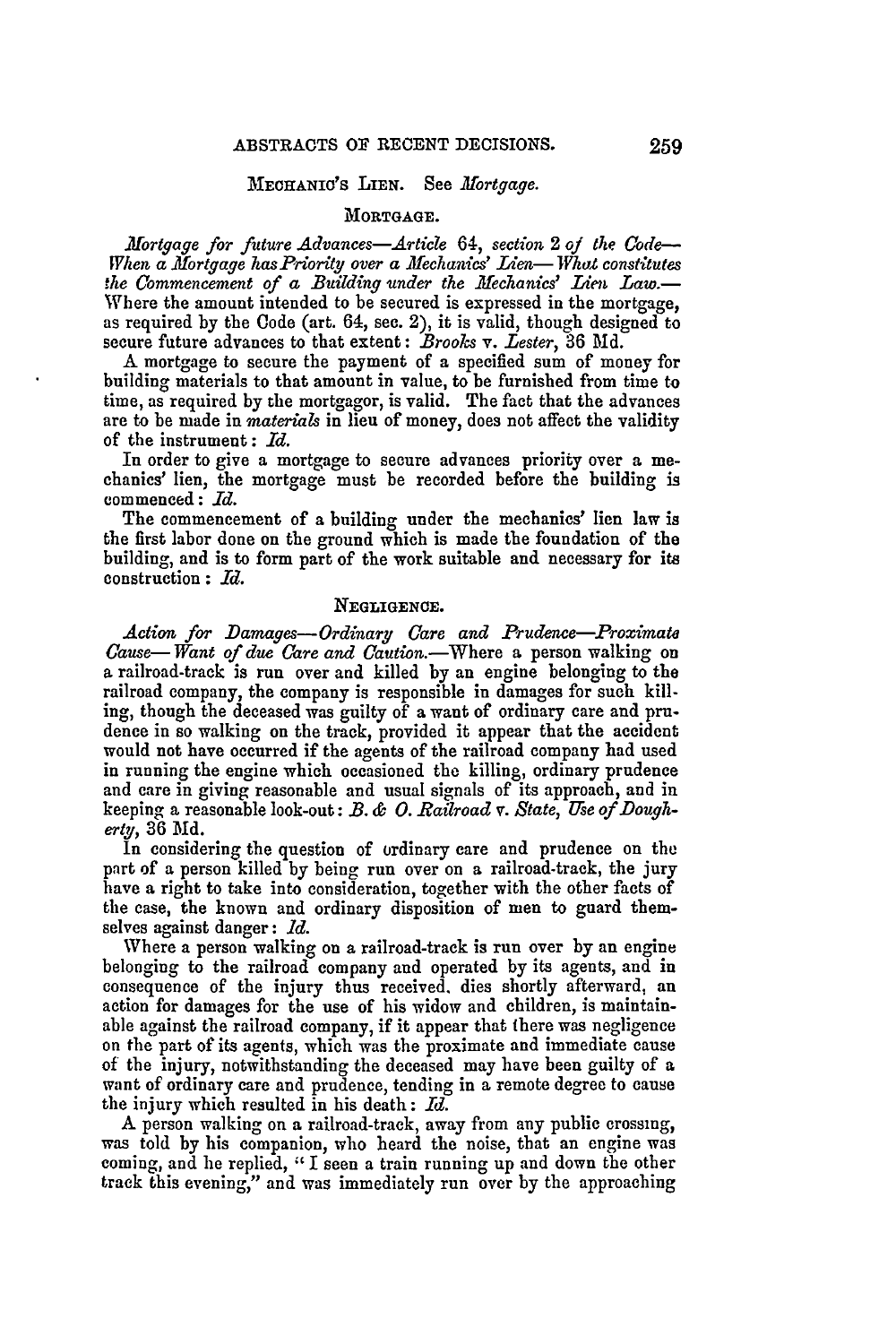MECHANIC'S LIEN. See *Mortgage.*

## MORTGAGE.

*Mortgage for future Advances—Article 64, section 2 of the Code—When a Mortgage has Priority over a Mechanics' Lien—What constitutes the Commencement of a Building under the Mechanics' Lien Law.*—Where the amount intended to be secured is expressed in the mortgage, as required by the Code (art. 64, sec. 2), it is valid, though designed to secure future advances to that extent: *Brooks* v. *Lester*, 36 Md.

A mortgage to secure the payment of a specified sum of money for building materials to that amount in value, to be furnished from time to time, as required by the mortgagor, is valid. The fact that the advances are to be made in *materials* in lieu of money, does not affect the validity of the instrument: *Id.*

In order to give a mortgage to secure advances priority over a mechanics' lien, the mortgage must be recorded before the building is commenced: *Id.*

The commencement of a building under the mechanics' lien law is the first labor done on the ground which is made the foundation of the building, and is to form part of the work suitable and necessary for its construction: *Id.*

## NEGLIGENCE.

*Action for Damages—Ordinary Care and Prudence—Proximate Cause—Want of due Care and Caution.*—Where a person walking on a railroad-track is run over and killed by an engine belonging to the railroad company, the company is responsible in damages for such killing, though the deceased was guilty of a want of ordinary care and prudence in so walking on the track, provided it appear that the accident would not have occurred if the agents of the railroad company had used in running the engine which occasioned the killing, ordinary prudence and care in giving reasonable and usual signals of its approach, and in keeping a reasonable look-out: *B. & O. Railroad* v. *State, Use of Dougherty*, 36 Md.

In considering the question of ordinary care and prudence on the part of a person killed by being run over on a railroad-track, the jury have a right to take into consideration, together with the other facts of the case, the known and ordinary disposition of men to guard themselves against danger: *Id.*

Where a person walking on a railroad-track is run over by an engine belonging to the railroad company and operated by its agents, and in consequence of the injury thus received, dies shortly afterward, an action for damages for the use of his widow and children, is maintainable against the railroad company, if it appear that there was negligence on the part of its agents, which was the proximate and immediate cause of the injury, notwithstanding the deceased may have been guilty of a want of ordinary care and prudence, tending in a remote degree to cause the injury which resulted in his death: *Id.*

A person walking on a railroad-track, away from any public crossing, was told by his companion, who heard the noise, that an engine was coming, and he replied, "I seen a train running up and down the other track this evening," and was immediately run over by the approaching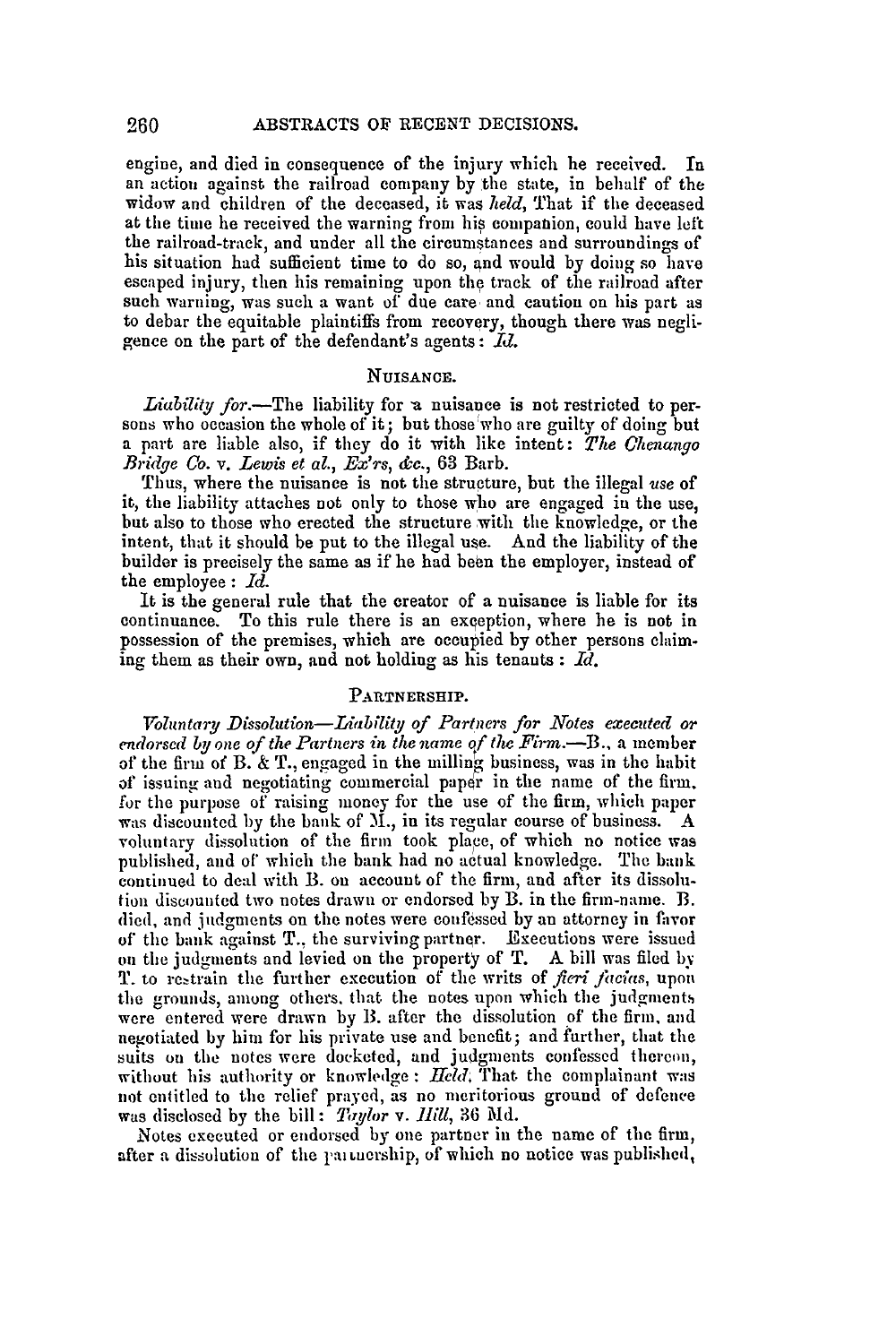engine, and died in consequence of the injury which he received. In an action against the railroad company by the state, in behalf of the widow and children of the deceased, it was *held*, That if the deceased at the time he received the warning from his companion, could have left the railroad-track, and under all the circumstances and surroundings of his situation had sufficient time to do so, and would by doing so have escaped injury, then his remaining upon the track of the railroad after such warning, was such a want of due care and caution on his part as to debar the equitable plaintiffs from recovery, though there was negligence on the part of the defendant's agents: *Id.*

## NUISANCE.

*Liability for.*—The liability for a nuisance is not restricted to persons who occasion the whole of it; but those who are guilty of doing but a part are liable also, if they do it with like intent: *The Chenango Bridge Co.* v. *Lewis et al., Ex'rs, &c.*, 63 Barb.

Thus, where the nuisance is not the structure, but the illegal *use* of it, the liability attaches not only to those who are engaged in the use, but also to those who erected the structure with the knowledge, or the intent, that it should be put to the illegal use. And the liability of the builder is precisely the same as if he had been the employer, instead of the employee: *Id.*

It is the general rule that the creator of a nuisance is liable for its continuance. To this rule there is an exception, where he is not in possession of the premises, which are occupied by other persons claiming them as their own, and not holding as his tenants: *Id.*

## PARTNERSHIP.

*Voluntary Dissolution—Liability of Partners for Notes executed or endorsed by one of the Partners in the name of the Firm.*—B., a member of the firm of B. & T., engaged in the milling business, was in the habit of issuing and negotiating commercial paper in the name of the firm, for the purpose of raising money for the use of the firm, which paper was discounted by the bank of M., in its regular course of business. A voluntary dissolution of the firm took place, of which no notice was published, and of which the bank had no actual knowledge. The bank continued to deal with B. on account of the firm, and after its dissolution discounted two notes drawn or endorsed by B. in the firm-name. B. died, and judgments on the notes were confessed by an attorney in favor of the bank against T., the surviving partner. Executions were issued on the judgments and levied on the property of T. A bill was filed by T. to restrain the further execution of the writs of *fieri facias*, upon the grounds, among others, that the notes upon which the judgments were entered were drawn by B. after the dissolution of the firm, and negotiated by him for his private use and benefit; and further, that the suits on the notes were docketed, and judgments confessed thereon, without his authority or knowledge: *Held*, That the complainant was not entitled to the relief prayed, as no meritorious ground of defence was disclosed by the bill: *Taylor* v. *Hill*, 36 Md.

Notes executed or endorsed by one partner in the name of the firm, after a dissolution of the partnership, of which no notice was published,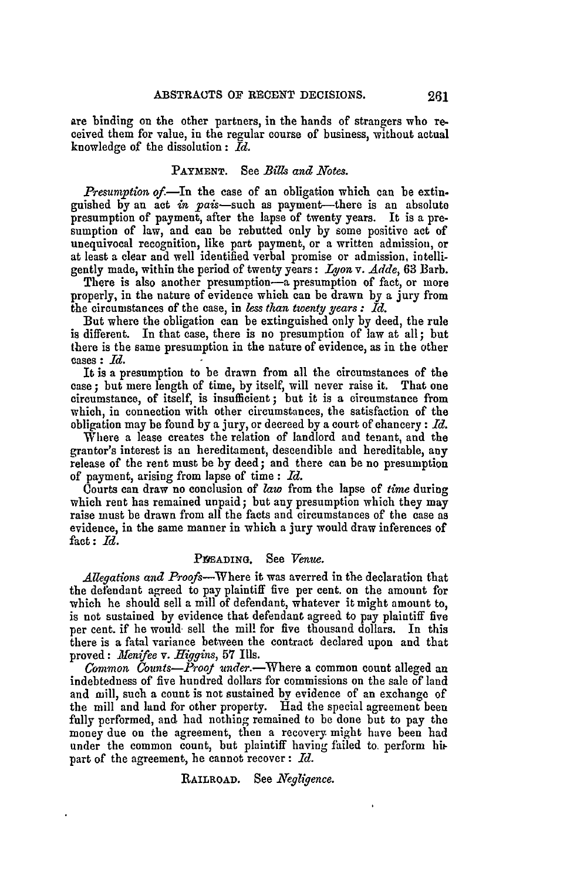are binding on the other partners, in the hands of strangers who received them for value, in the regular course of business, without actual knowledge of the dissolution: *Id.*

PAYMENT. See *Bills and Notes.*

*Presumption of.*—In the case of an obligation which can be extinguished by an act *in pais*—such as payment—there is an absolute presumption of payment, after the lapse of twenty years. It is a presumption of law, and can be rebutted only by some positive act of unequivocal recognition, like part payment, or a written admission, or at least a clear and well identified verbal promise or admission, intelligently made, within the period of twenty years: *Lyon* v. *Adde*, 63 Barb.

There is also another presumption—a presumption of fact, or more properly, in the nature of evidence which can be drawn by a jury from the circumstances of the case, in *less than twenty years*: *Id.*

But where the obligation can be extinguished only by deed, the rule is different. In that case, there is no presumption of law at all; but there is the same presumption in the nature of evidence, as in the other cases: *Id.*

It is a presumption to be drawn from all the circumstances of the case; but mere length of time, by itself, will never raise it. That one circumstance, of itself, is insufficient; but it is a circumstance from which, in connection with other circumstances, the satisfaction of the obligation may be found by a jury, or decreed by a court of chancery: *Id.*

Where a lease creates the relation of landlord and tenant, and the grantor's interest is an hereditament, descendible and hereditable, any release of the rent must be by deed; and there can be no presumption of payment, arising from lapse of time: *Id.*

Courts can draw no conclusion of *law* from the lapse of *time* during which rent has remained unpaid; but any presumption which they may raise must be drawn from all the facts and circumstances of the case as evidence, in the same manner in which a jury would draw inferences of fact: *Id.*

PLEADING. See *Venue.*

*Allegations and Proofs.*—Where it was averred in the declaration that the defendant agreed to pay plaintiff five per cent. on the amount for which he should sell a mill of defendant, whatever it might amount to, is not sustained by evidence that defendant agreed to pay plaintiff five per cent. if he would sell the mill for five thousand dollars. In this there is a fatal variance between the contract declared upon and that proved: *Menifee* v. *Higgins*, 57 Ills.

*Common Counts—Proof under.*—Where a common count alleged an indebtedness of five hundred dollars for commissions on the sale of land and mill, such a count is not sustained by evidence of an exchange of the mill and land for other property. Had the special agreement been fully performed, and had nothing remained to be done but to pay the money due on the agreement, then a recovery might have been had under the common count, but plaintiff having failed to perform his part of the agreement, he cannot recover: *Id.*

RAILROAD. See *Negligence.*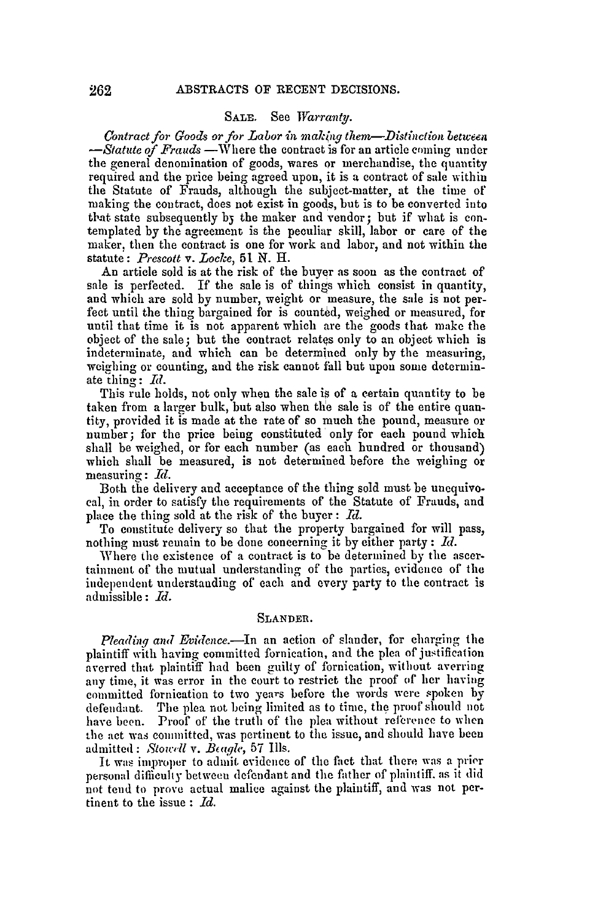## SALE. See *Warranty*.

*Contract for Goods or for Labor in making them—Distinction between—Statute of Frauds.*—Where the contract is for an article coming under the general denomination of goods, wares or merchandise, the quantity required and the price being agreed upon, it is a contract of sale within the Statute of Frauds, although the subject-matter, at the time of making the contract, does not exist in goods, but is to be converted into that state subsequently by the maker and vendor; but if what is contemplated by the agreement is the peculiar skill, labor or care of the maker, then the contract is one for work and labor, and not within the statute: *Prescott* v. *Locke*, 51 N. H.

An article sold is at the risk of the buyer as soon as the contract of sale is perfected. If the sale is of things which consist in quantity, and which are sold by number, weight or measure, the sale is not perfect until the thing bargained for is counted, weighed or measured, for until that time it is not apparent which are the goods that make the object of the sale; but the contract relates only to an object which is indeterminate, and which can be determined only by the measuring, weighing or counting, and the risk cannot fall but upon some determinate thing: *Id.*

This rule holds, not only when the sale is of a certain quantity to be taken from a larger bulk, but also when the sale is of the entire quantity, provided it is made at the rate of so much the pound, measure or number; for the price being constituted only for each pound which shall be weighed, or for each number (as each hundred or thousand) which shall be measured, is not determined before the weighing or measuring: *Id.*

Both the delivery and acceptance of the thing sold must be unequivocal, in order to satisfy the requirements of the Statute of Frauds, and place the thing sold at the risk of the buyer: *Id.*

To constitute delivery so that the property bargained for will pass, nothing must remain to be done concerning it by either party: *Id.*

Where the existence of a contract is to be determined by the ascertainment of the mutual understanding of the parties, evidence of the independent understanding of each and every party to the contract is admissible: *Id.*

## SLANDER.

*Pleading and Evidence.*—In an action of slander, for charging the plaintiff with having committed fornication, and the plea of justification averred that plaintiff had been guilty of fornication, without averring any time, it was error in the court to restrict the proof of her having committed fornication to two years before the words were spoken by defendant. The plea not being limited as to time, the proof should not have been. Proof of the truth of the plea without reference to when the act was committed, was pertinent to the issue, and should have been admitted: *Stowell* v. *Beagle*, 57 Ills.

It was improper to admit evidence of the fact that there was a prior personal difficulty between defendant and the father of plaintiff, as it did not tend to prove actual malice against the plaintiff, and was not pertinent to the issue: *Id.*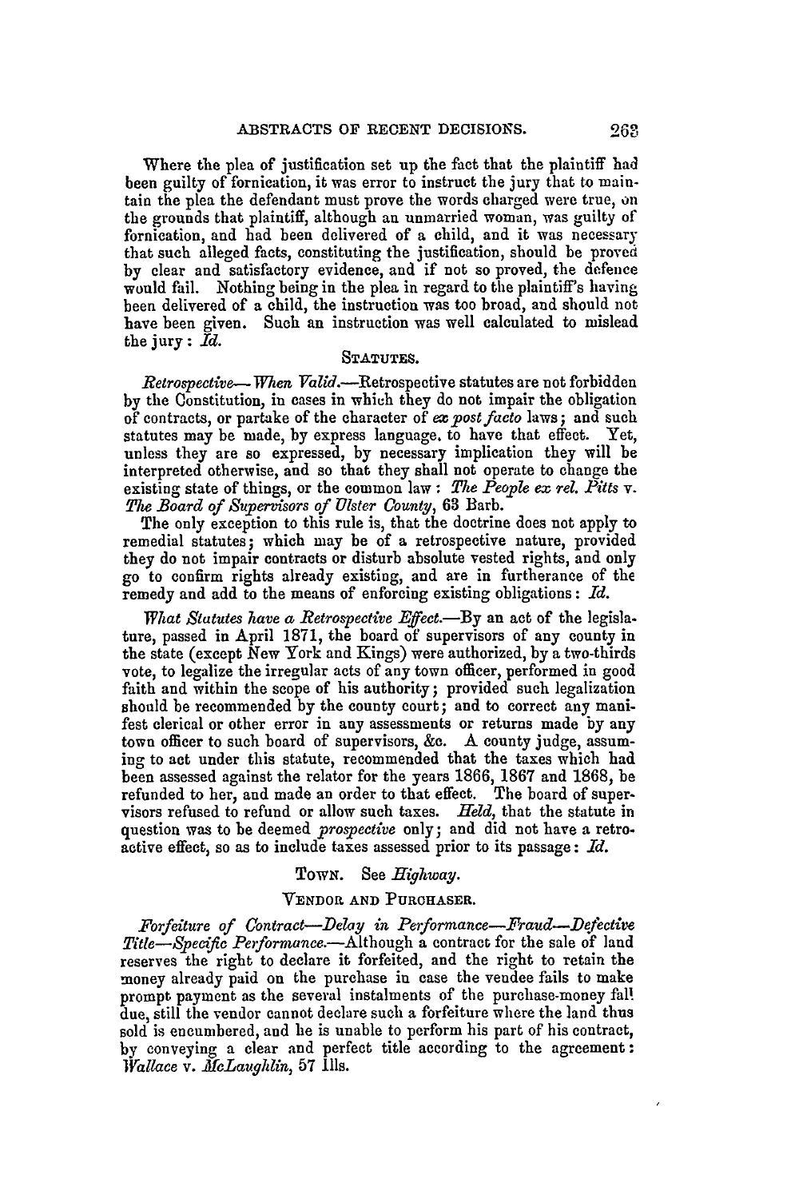Where the plea of justification set up the fact that the plaintiff had been guilty of fornication, it was error to instruct the jury that to maintain the plea the defendant must prove the words charged were true, on the grounds that plaintiff, although an unmarried woman, was guilty of fornication, and had been delivered of a child, and it was necessary that such alleged facts, constituting the justification, should be proved by clear and satisfactory evidence, and if not so proved, the defence would fail. Nothing being in the plea in regard to the plaintiff's having been delivered of a child, the instruction was too broad, and should not have been given. Such an instruction was well calculated to mislead the jury: *Id.*

### STATUTES.

*Retrospective—When Valid.*—Retrospective statutes are not forbidden by the Constitution, in cases in which they do not impair the obligation of contracts, or partake of the character of *ex post facto* laws; and such statutes may be made, by express language, to have that effect. Yet, unless they are so expressed, by necessary implication they will be interpreted otherwise, and so that they shall not operate to change the existing state of things, or the common law: *The People ex rel. Pitts* v. *The Board of Supervisors of Ulster County*, 63 Barb.

The only exception to this rule is, that the doctrine does not apply to remedial statutes; which may be of a retrospective nature, provided they do not impair contracts or disturb absolute vested rights, and only go to confirm rights already existing, and are in furtherance of the remedy and add to the means of enforcing existing obligations: *Id.*

*What Statutes have a Retrospective Effect.*—By an act of the legislature, passed in April 1871, the board of supervisors of any county in the state (except New York and Kings) were authorized, by a two-thirds vote, to legalize the irregular acts of any town officer, performed in good faith and within the scope of his authority; provided such legalization should be recommended by the county court; and to correct any manifest clerical or other error in any assessments or returns made by any town officer to such board of supervisors, &c. A county judge, assuming to act under this statute, recommended that the taxes which had been assessed against the relator for the years 1866, 1867 and 1868, be refunded to her, and made an order to that effect. The board of supervisors refused to refund or allow such taxes. *Held*, that the statute in question was to be deemed *prospective* only; and did not have a retroactive effect, so as to include taxes assessed prior to its passage: *Id.*

### TOWN. See *Highway*.

### VENDOR AND PURCHASER.

*Forfeiture of Contract—Delay in Performance—Fraud—Defective Title—Specific Performance.*—Although a contract for the sale of land reserves the right to declare it forfeited, and the right to retain the money already paid on the purchase in case the vendee fails to make prompt payment as the several instalments of the purchase-money fall due, still the vendor cannot declare such a forfeiture where the land thus sold is encumbered, and he is unable to perform his part of his contract, by conveying a clear and perfect title according to the agreement: *Wallace* v. *McLaughlin*, 57 Ills.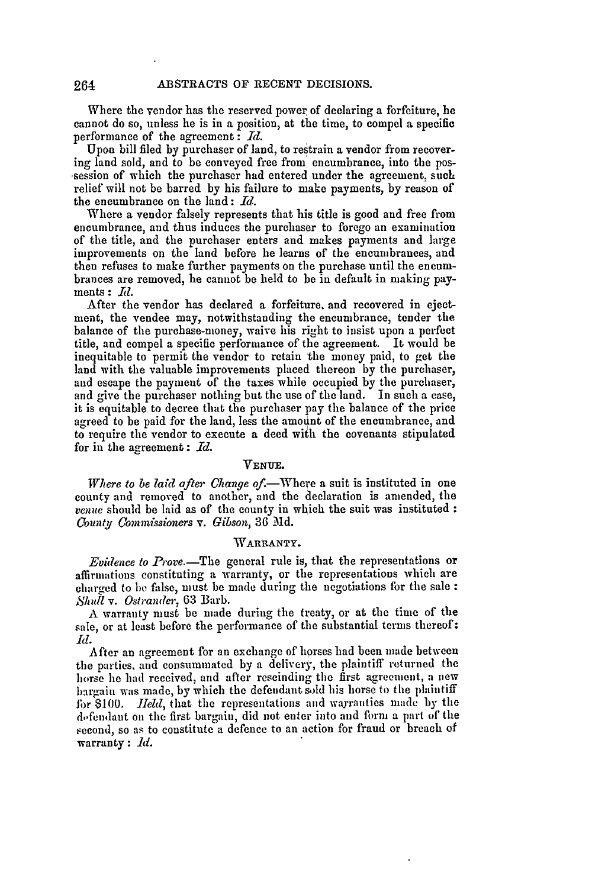Where the vendor has the reserved power of declaring a forfeiture, he cannot do so, unless he is in a position, at the time, to compel a specific performance of the agreement: *Id.*

Upon bill filed by purchaser of land, to restrain a vendor from recovering land sold, and to be conveyed free from encumbrance, into the possession of which the purchaser had entered under the agreement, such relief will not be barred by his failure to make payments, by reason of the encumbrance on the land: *Id.*

Where a vendor falsely represents that his title is good and free from encumbrance, and thus induces the purchaser to forego an examination of the title, and the purchaser enters and makes payments and large improvements on the land before he learns of the encumbrances, and then refuses to make further payments on the purchase until the encumbrances are removed, he cannot be held to be in default in making payments: *Id.*

After the vendor has declared a forfeiture, and recovered in ejectment, the vendee may, notwithstanding the encumbrance, tender the balance of the purchase-money, waive his right to insist upon a perfect title, and compel a specific performance of the agreement. It would be inequitable to permit the vendor to retain the money paid, to get the land with the valuable improvements placed thereon by the purchaser, and escape the payment of the taxes while occupied by the purchaser, and give the purchaser nothing but the use of the land. In such a case, it is equitable to decree that the purchaser pay the balance of the price agreed to be paid for the land, less the amount of the encumbrance, and to require the vendor to execute a deed with the covenants stipulated for in the agreement: *Id.*

## VENUE.

*Where to be laid after Change of.*—Where a suit is instituted in one county and removed to another, and the declaration is amended, the *venue* should be laid as of the county in which the suit was instituted: *County Commissioners* v. *Gibson*, 36 Md.

## WARRANTY.

*Evidence to Prove.*—The general rule is, that the representations or affirmations constituting a warranty, or the representations which are charged to be false, must be made during the negotiations for the sale: *Shull* v. *Ostrander*, 63 Barb.

A warranty must be made during the treaty, or at the time of the sale, or at least before the performance of the substantial terms thereof: *Id.*

After an agreement for an exchange of horses had been made between the parties, and consummated by a delivery, the plaintiff returned the horse he had received, and after rescinding the first agreement, a new bargain was made, by which the defendant sold his horse to the plaintiff for $100. *Held*, that the representations and warranties made by the defendant on the first bargain, did not enter into and form a part of the second, so as to constitute a defence to an action for fraud or breach of warranty: *Id.*